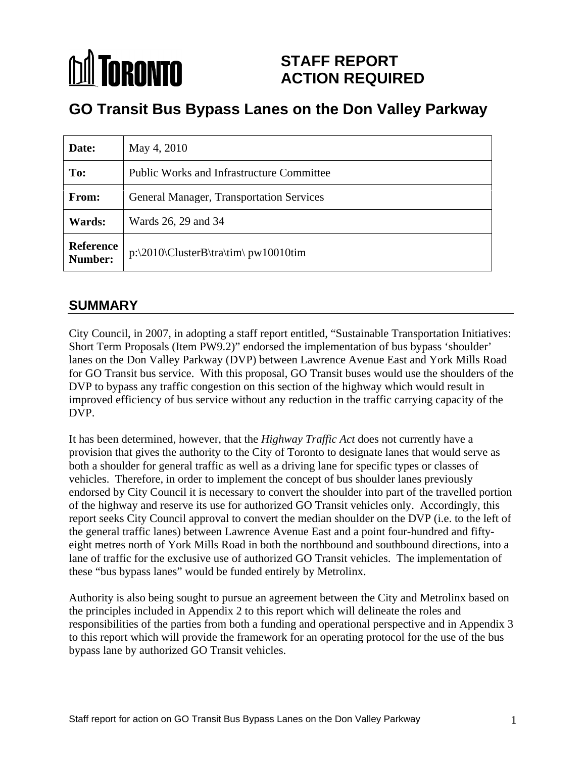# STAFF REPORT ACTION REQUIRED

# GO Transit Bus Bypass Lanes on the Don Valley Parkway

| | |
|---|---|
| **Date:** | May 4, 2010 |
| **To:** | Public Works and Infrastructure Committee |
| **From:** | General Manager, Transportation Services |
| **Wards:** | Wards 26, 29 and 34 |
| **Reference Number:** | p:\2010\ClusterB\tra\tim\ pw10010tim |

## SUMMARY

City Council, in 2007, in adopting a staff report entitled, "Sustainable Transportation Initiatives: Short Term Proposals (Item PW9.2)" endorsed the implementation of bus bypass 'shoulder' lanes on the Don Valley Parkway (DVP) between Lawrence Avenue East and York Mills Road for GO Transit bus service. With this proposal, GO Transit buses would use the shoulders of the DVP to bypass any traffic congestion on this section of the highway which would result in improved efficiency of bus service without any reduction in the traffic carrying capacity of the DVP.

It has been determined, however, that the *Highway Traffic Act* does not currently have a provision that gives the authority to the City of Toronto to designate lanes that would serve as both a shoulder for general traffic as well as a driving lane for specific types or classes of vehicles. Therefore, in order to implement the concept of bus shoulder lanes previously endorsed by City Council it is necessary to convert the shoulder into part of the travelled portion of the highway and reserve its use for authorized GO Transit vehicles only. Accordingly, this report seeks City Council approval to convert the median shoulder on the DVP (i.e. to the left of the general traffic lanes) between Lawrence Avenue East and a point four-hundred and fifty-eight metres north of York Mills Road in both the northbound and southbound directions, into a lane of traffic for the exclusive use of authorized GO Transit vehicles. The implementation of these "bus bypass lanes" would be funded entirely by Metrolinx.

Authority is also being sought to pursue an agreement between the City and Metrolinx based on the principles included in Appendix 2 to this report which will delineate the roles and responsibilities of the parties from both a funding and operational perspective and in Appendix 3 to this report which will provide the framework for an operating protocol for the use of the bus bypass lane by authorized GO Transit vehicles.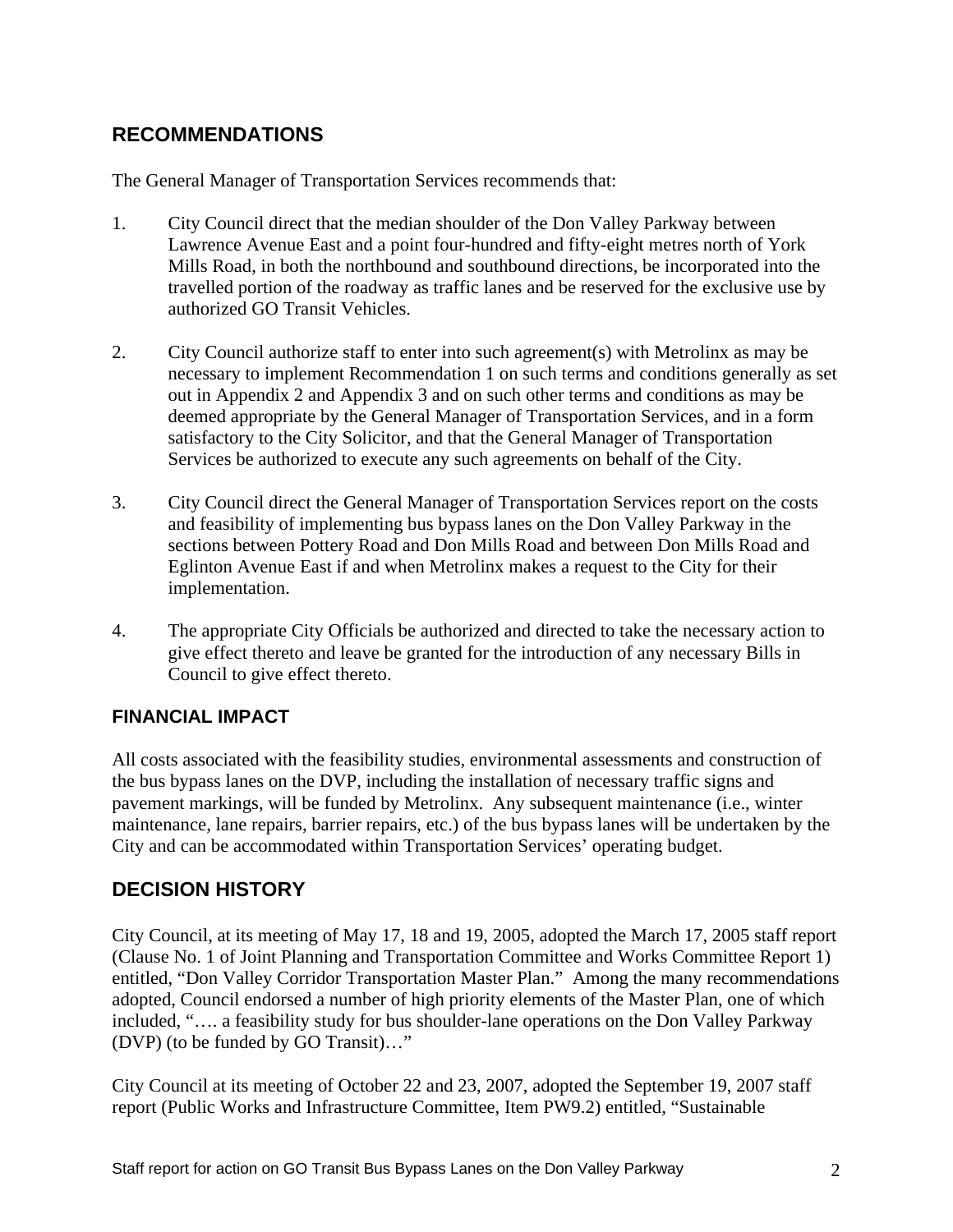## RECOMMENDATIONS

The General Manager of Transportation Services recommends that:

1. City Council direct that the median shoulder of the Don Valley Parkway between Lawrence Avenue East and a point four-hundred and fifty-eight metres north of York Mills Road, in both the northbound and southbound directions, be incorporated into the travelled portion of the roadway as traffic lanes and be reserved for the exclusive use by authorized GO Transit Vehicles.

2. City Council authorize staff to enter into such agreement(s) with Metrolinx as may be necessary to implement Recommendation 1 on such terms and conditions generally as set out in Appendix 2 and Appendix 3 and on such other terms and conditions as may be deemed appropriate by the General Manager of Transportation Services, and in a form satisfactory to the City Solicitor, and that the General Manager of Transportation Services be authorized to execute any such agreements on behalf of the City.

3. City Council direct the General Manager of Transportation Services report on the costs and feasibility of implementing bus bypass lanes on the Don Valley Parkway in the sections between Pottery Road and Don Mills Road and between Don Mills Road and Eglinton Avenue East if and when Metrolinx makes a request to the City for their implementation.

4. The appropriate City Officials be authorized and directed to take the necessary action to give effect thereto and leave be granted for the introduction of any necessary Bills in Council to give effect thereto.

### FINANCIAL IMPACT

All costs associated with the feasibility studies, environmental assessments and construction of the bus bypass lanes on the DVP, including the installation of necessary traffic signs and pavement markings, will be funded by Metrolinx. Any subsequent maintenance (i.e., winter maintenance, lane repairs, barrier repairs, etc.) of the bus bypass lanes will be undertaken by the City and can be accommodated within Transportation Services' operating budget.

## DECISION HISTORY

City Council, at its meeting of May 17, 18 and 19, 2005, adopted the March 17, 2005 staff report (Clause No. 1 of Joint Planning and Transportation Committee and Works Committee Report 1) entitled, "Don Valley Corridor Transportation Master Plan." Among the many recommendations adopted, Council endorsed a number of high priority elements of the Master Plan, one of which included, "…. a feasibility study for bus shoulder-lane operations on the Don Valley Parkway (DVP) (to be funded by GO Transit)…"

City Council at its meeting of October 22 and 23, 2007, adopted the September 19, 2007 staff report (Public Works and Infrastructure Committee, Item PW9.2) entitled, "Sustainable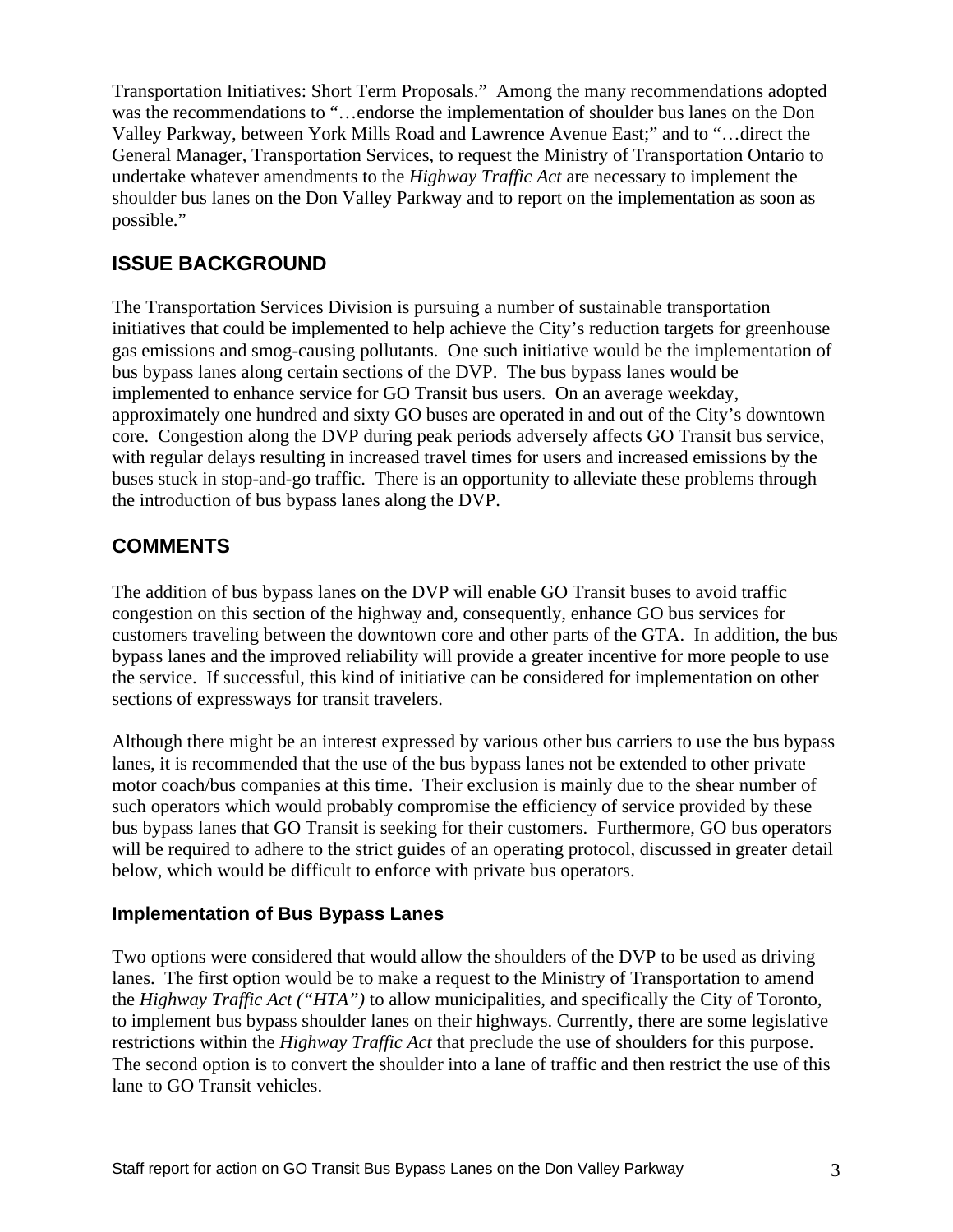Transportation Initiatives: Short Term Proposals." Among the many recommendations adopted was the recommendations to "…endorse the implementation of shoulder bus lanes on the Don Valley Parkway, between York Mills Road and Lawrence Avenue East;" and to "…direct the General Manager, Transportation Services, to request the Ministry of Transportation Ontario to undertake whatever amendments to the *Highway Traffic Act* are necessary to implement the shoulder bus lanes on the Don Valley Parkway and to report on the implementation as soon as possible."

## ISSUE BACKGROUND

The Transportation Services Division is pursuing a number of sustainable transportation initiatives that could be implemented to help achieve the City's reduction targets for greenhouse gas emissions and smog-causing pollutants. One such initiative would be the implementation of bus bypass lanes along certain sections of the DVP. The bus bypass lanes would be implemented to enhance service for GO Transit bus users. On an average weekday, approximately one hundred and sixty GO buses are operated in and out of the City's downtown core. Congestion along the DVP during peak periods adversely affects GO Transit bus service, with regular delays resulting in increased travel times for users and increased emissions by the buses stuck in stop-and-go traffic. There is an opportunity to alleviate these problems through the introduction of bus bypass lanes along the DVP.

## COMMENTS

The addition of bus bypass lanes on the DVP will enable GO Transit buses to avoid traffic congestion on this section of the highway and, consequently, enhance GO bus services for customers traveling between the downtown core and other parts of the GTA. In addition, the bus bypass lanes and the improved reliability will provide a greater incentive for more people to use the service. If successful, this kind of initiative can be considered for implementation on other sections of expressways for transit travelers.

Although there might be an interest expressed by various other bus carriers to use the bus bypass lanes, it is recommended that the use of the bus bypass lanes not be extended to other private motor coach/bus companies at this time. Their exclusion is mainly due to the shear number of such operators which would probably compromise the efficiency of service provided by these bus bypass lanes that GO Transit is seeking for their customers. Furthermore, GO bus operators will be required to adhere to the strict guides of an operating protocol, discussed in greater detail below, which would be difficult to enforce with private bus operators.

### Implementation of Bus Bypass Lanes

Two options were considered that would allow the shoulders of the DVP to be used as driving lanes. The first option would be to make a request to the Ministry of Transportation to amend the *Highway Traffic Act ("HTA")* to allow municipalities, and specifically the City of Toronto, to implement bus bypass shoulder lanes on their highways. Currently, there are some legislative restrictions within the *Highway Traffic Act* that preclude the use of shoulders for this purpose. The second option is to convert the shoulder into a lane of traffic and then restrict the use of this lane to GO Transit vehicles.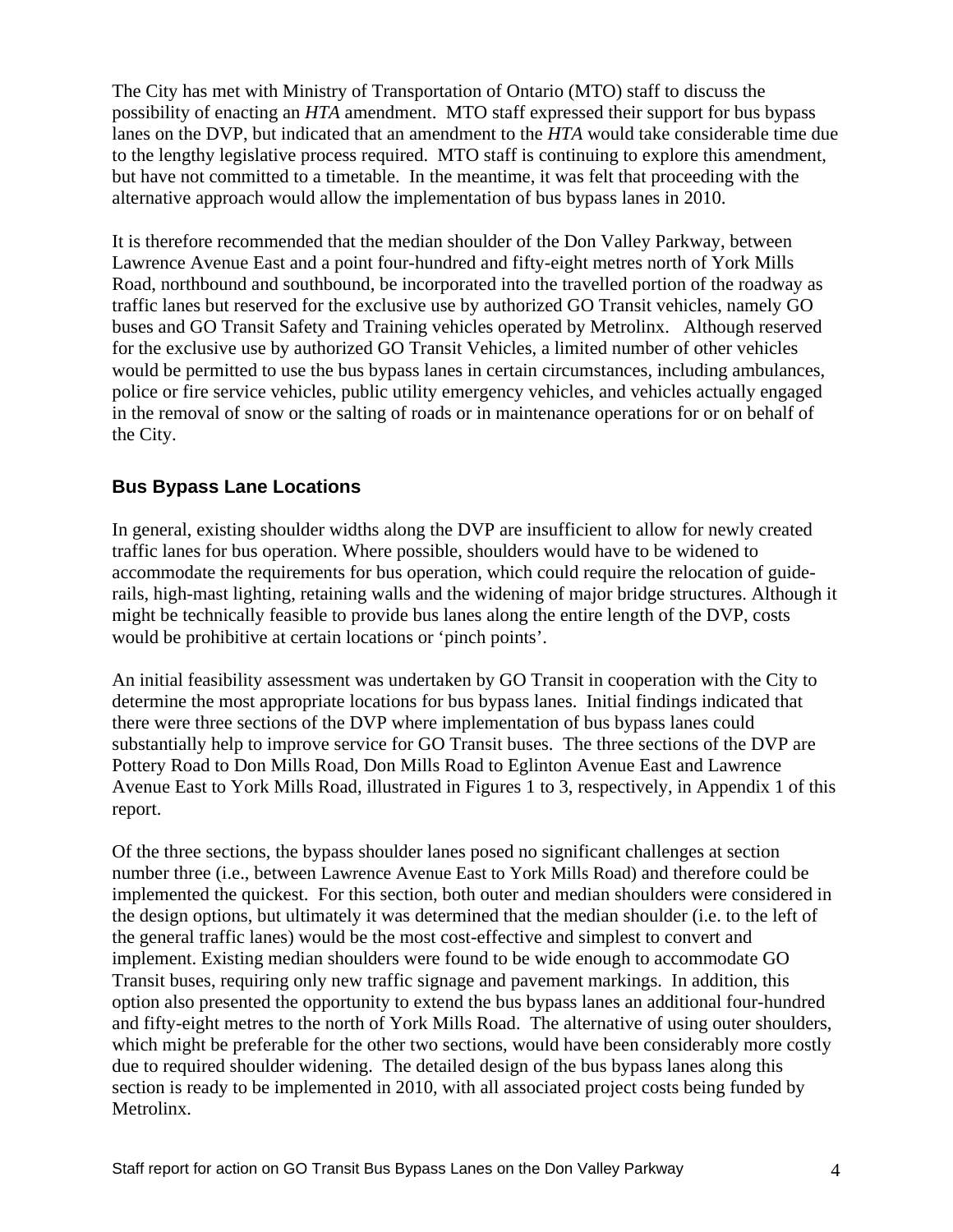The City has met with Ministry of Transportation of Ontario (MTO) staff to discuss the possibility of enacting an *HTA* amendment. MTO staff expressed their support for bus bypass lanes on the DVP, but indicated that an amendment to the *HTA* would take considerable time due to the lengthy legislative process required. MTO staff is continuing to explore this amendment, but have not committed to a timetable. In the meantime, it was felt that proceeding with the alternative approach would allow the implementation of bus bypass lanes in 2010.

It is therefore recommended that the median shoulder of the Don Valley Parkway, between Lawrence Avenue East and a point four-hundred and fifty-eight metres north of York Mills Road, northbound and southbound, be incorporated into the travelled portion of the roadway as traffic lanes but reserved for the exclusive use by authorized GO Transit vehicles, namely GO buses and GO Transit Safety and Training vehicles operated by Metrolinx. Although reserved for the exclusive use by authorized GO Transit Vehicles, a limited number of other vehicles would be permitted to use the bus bypass lanes in certain circumstances, including ambulances, police or fire service vehicles, public utility emergency vehicles, and vehicles actually engaged in the removal of snow or the salting of roads or in maintenance operations for or on behalf of the City.

### Bus Bypass Lane Locations

In general, existing shoulder widths along the DVP are insufficient to allow for newly created traffic lanes for bus operation. Where possible, shoulders would have to be widened to accommodate the requirements for bus operation, which could require the relocation of guide-rails, high-mast lighting, retaining walls and the widening of major bridge structures. Although it might be technically feasible to provide bus lanes along the entire length of the DVP, costs would be prohibitive at certain locations or 'pinch points'.

An initial feasibility assessment was undertaken by GO Transit in cooperation with the City to determine the most appropriate locations for bus bypass lanes. Initial findings indicated that there were three sections of the DVP where implementation of bus bypass lanes could substantially help to improve service for GO Transit buses. The three sections of the DVP are Pottery Road to Don Mills Road, Don Mills Road to Eglinton Avenue East and Lawrence Avenue East to York Mills Road, illustrated in Figures 1 to 3, respectively, in Appendix 1 of this report.

Of the three sections, the bypass shoulder lanes posed no significant challenges at section number three (i.e., between Lawrence Avenue East to York Mills Road) and therefore could be implemented the quickest. For this section, both outer and median shoulders were considered in the design options, but ultimately it was determined that the median shoulder (i.e. to the left of the general traffic lanes) would be the most cost-effective and simplest to convert and implement. Existing median shoulders were found to be wide enough to accommodate GO Transit buses, requiring only new traffic signage and pavement markings. In addition, this option also presented the opportunity to extend the bus bypass lanes an additional four-hundred and fifty-eight metres to the north of York Mills Road. The alternative of using outer shoulders, which might be preferable for the other two sections, would have been considerably more costly due to required shoulder widening. The detailed design of the bus bypass lanes along this section is ready to be implemented in 2010, with all associated project costs being funded by Metrolinx.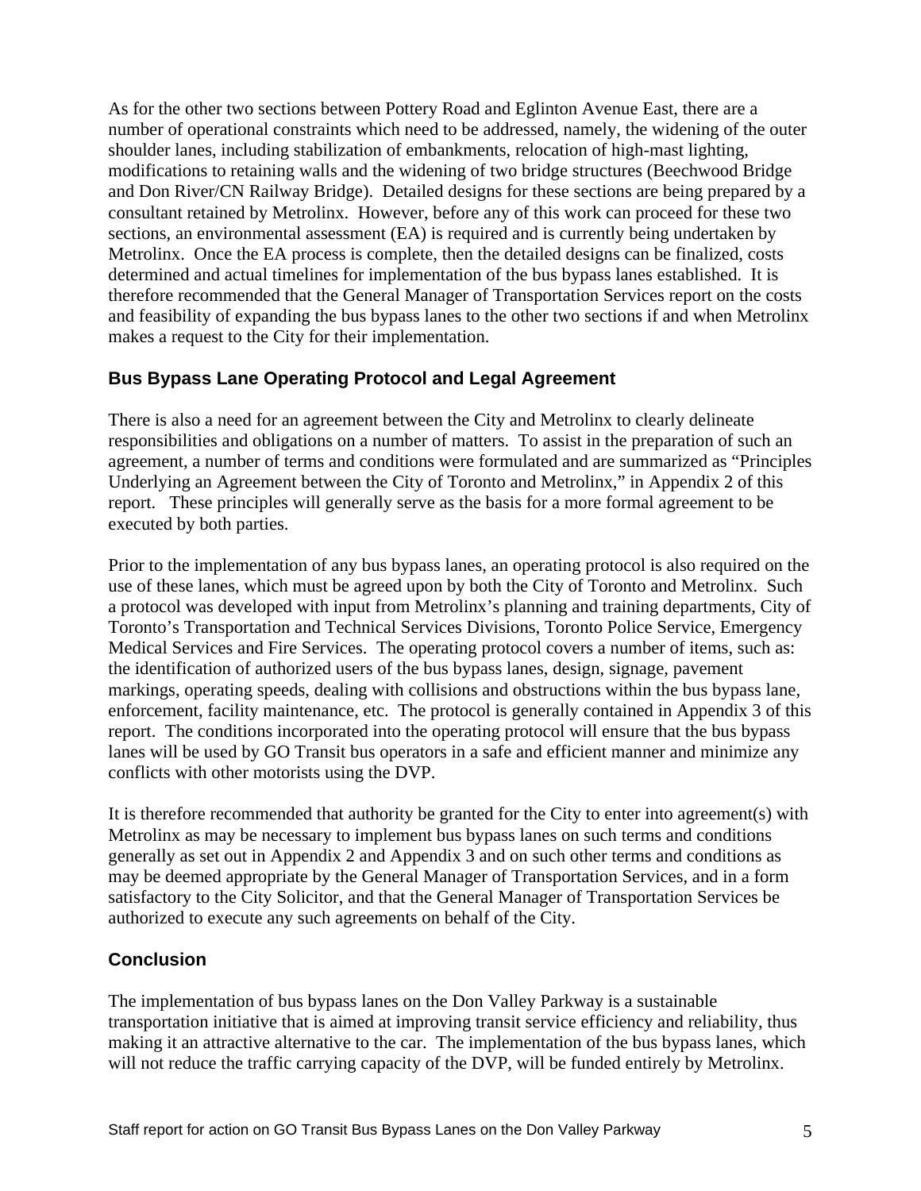As for the other two sections between Pottery Road and Eglinton Avenue East, there are a number of operational constraints which need to be addressed, namely, the widening of the outer shoulder lanes, including stabilization of embankments, relocation of high-mast lighting, modifications to retaining walls and the widening of two bridge structures (Beechwood Bridge and Don River/CN Railway Bridge). Detailed designs for these sections are being prepared by a consultant retained by Metrolinx. However, before any of this work can proceed for these two sections, an environmental assessment (EA) is required and is currently being undertaken by Metrolinx. Once the EA process is complete, then the detailed designs can be finalized, costs determined and actual timelines for implementation of the bus bypass lanes established. It is therefore recommended that the General Manager of Transportation Services report on the costs and feasibility of expanding the bus bypass lanes to the other two sections if and when Metrolinx makes a request to the City for their implementation.

### Bus Bypass Lane Operating Protocol and Legal Agreement

There is also a need for an agreement between the City and Metrolinx to clearly delineate responsibilities and obligations on a number of matters. To assist in the preparation of such an agreement, a number of terms and conditions were formulated and are summarized as "Principles Underlying an Agreement between the City of Toronto and Metrolinx," in Appendix 2 of this report. These principles will generally serve as the basis for a more formal agreement to be executed by both parties.

Prior to the implementation of any bus bypass lanes, an operating protocol is also required on the use of these lanes, which must be agreed upon by both the City of Toronto and Metrolinx. Such a protocol was developed with input from Metrolinx's planning and training departments, City of Toronto's Transportation and Technical Services Divisions, Toronto Police Service, Emergency Medical Services and Fire Services. The operating protocol covers a number of items, such as: the identification of authorized users of the bus bypass lanes, design, signage, pavement markings, operating speeds, dealing with collisions and obstructions within the bus bypass lane, enforcement, facility maintenance, etc. The protocol is generally contained in Appendix 3 of this report. The conditions incorporated into the operating protocol will ensure that the bus bypass lanes will be used by GO Transit bus operators in a safe and efficient manner and minimize any conflicts with other motorists using the DVP.

It is therefore recommended that authority be granted for the City to enter into agreement(s) with Metrolinx as may be necessary to implement bus bypass lanes on such terms and conditions generally as set out in Appendix 2 and Appendix 3 and on such other terms and conditions as may be deemed appropriate by the General Manager of Transportation Services, and in a form satisfactory to the City Solicitor, and that the General Manager of Transportation Services be authorized to execute any such agreements on behalf of the City.

### Conclusion

The implementation of bus bypass lanes on the Don Valley Parkway is a sustainable transportation initiative that is aimed at improving transit service efficiency and reliability, thus making it an attractive alternative to the car. The implementation of the bus bypass lanes, which will not reduce the traffic carrying capacity of the DVP, will be funded entirely by Metrolinx.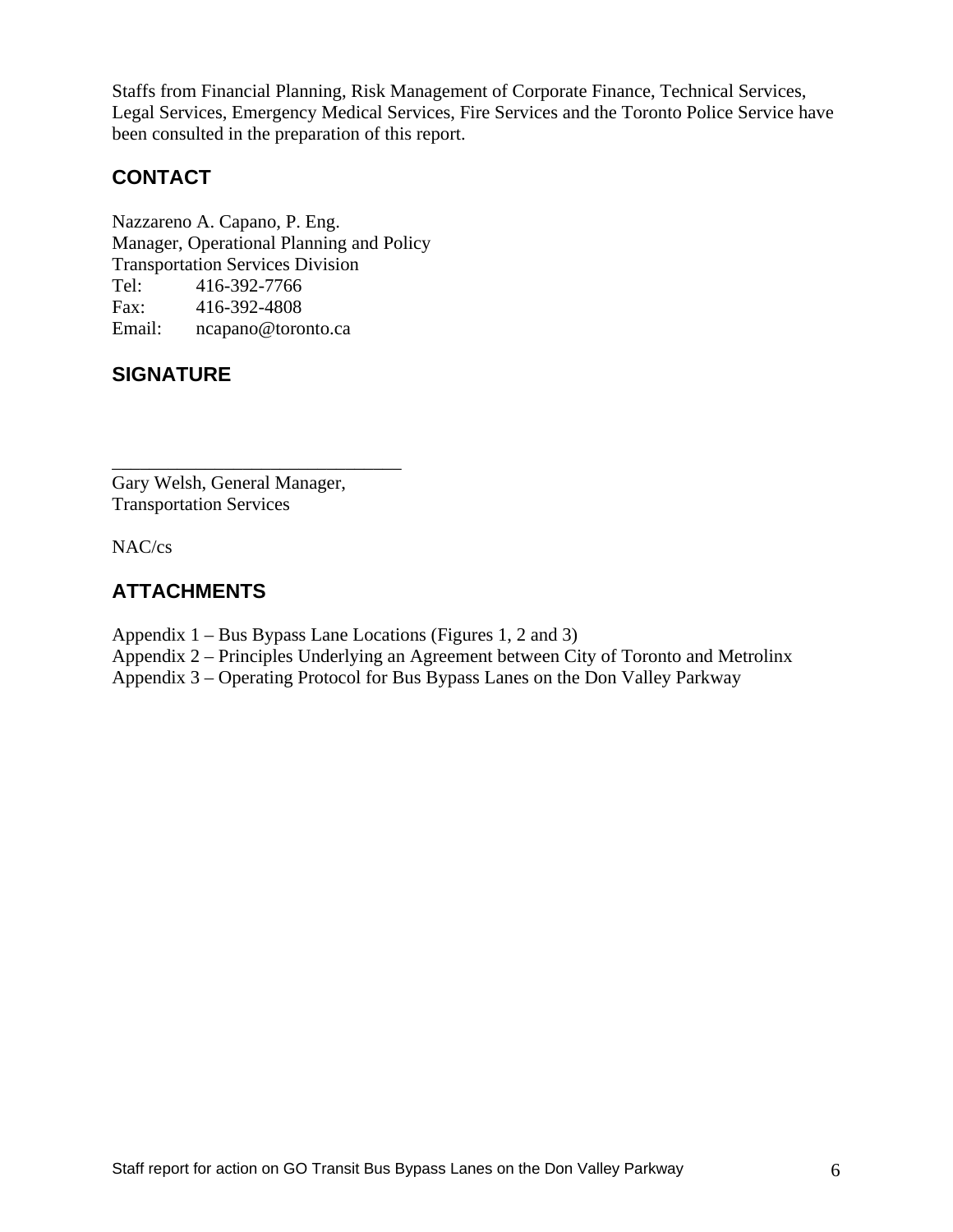Staffs from Financial Planning, Risk Management of Corporate Finance, Technical Services, Legal Services, Emergency Medical Services, Fire Services and the Toronto Police Service have been consulted in the preparation of this report.

## CONTACT

Nazzareno A. Capano, P. Eng.
Manager, Operational Planning and Policy
Transportation Services Division
Tel: 416-392-7766
Fax: 416-392-4808
Email: ncapano@toronto.ca

## SIGNATURE

_______________________________
Gary Welsh, General Manager,
Transportation Services

NAC/cs

## ATTACHMENTS

Appendix 1 – Bus Bypass Lane Locations (Figures 1, 2 and 3)
Appendix 2 – Principles Underlying an Agreement between City of Toronto and Metrolinx
Appendix 3 – Operating Protocol for Bus Bypass Lanes on the Don Valley Parkway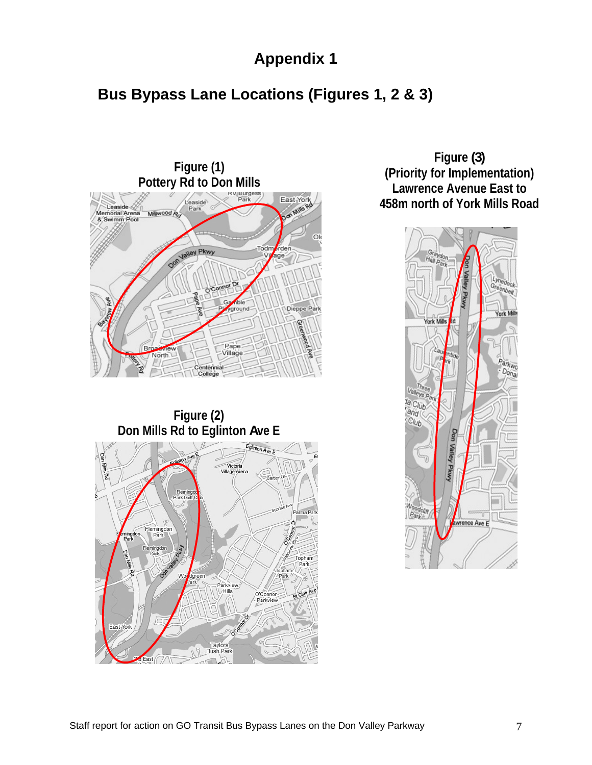# Appendix 1

## Bus Bypass Lane Locations (Figures 1, 2 & 3)

**Figure (1)**
**Pottery Rd to Don Mills**

**Figure (2)**
**Don Mills Rd to Eglinton Ave E**

**Figure (3)**
**(Priority for Implementation)**
**Lawrence Avenue East to**
**458m north of York Mills Road**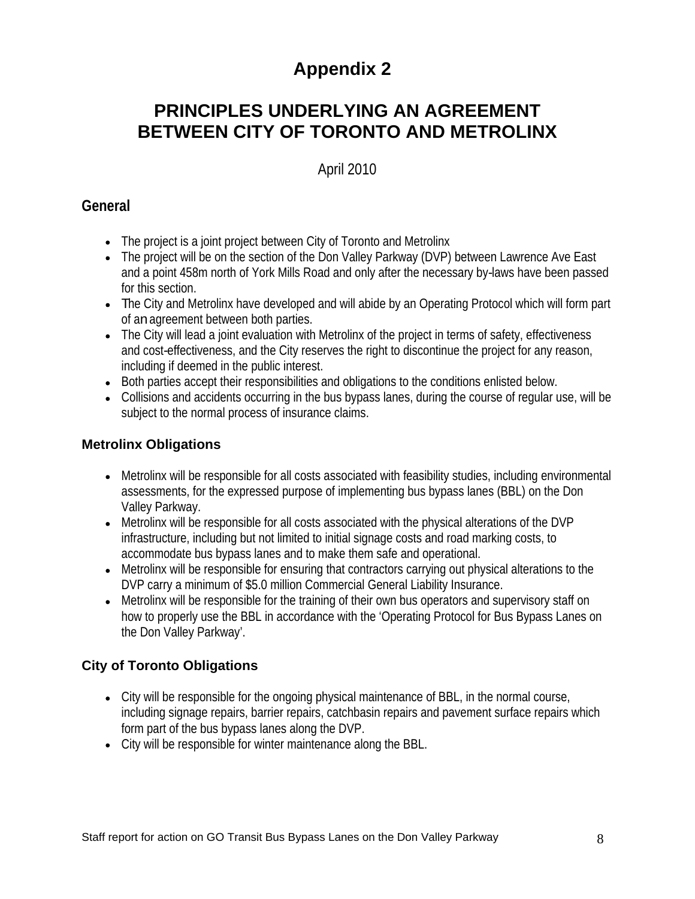# Appendix 2

# PRINCIPLES UNDERLYING AN AGREEMENT BETWEEN CITY OF TORONTO AND METROLINX

April 2010

## General

- The project is a joint project between City of Toronto and Metrolinx
- The project will be on the section of the Don Valley Parkway (DVP) between Lawrence Ave East and a point 458m north of York Mills Road and only after the necessary by-laws have been passed for this section.
- The City and Metrolinx have developed and will abide by an Operating Protocol which will form part of an agreement between both parties.
- The City will lead a joint evaluation with Metrolinx of the project in terms of safety, effectiveness and cost-effectiveness, and the City reserves the right to discontinue the project for any reason, including if deemed in the public interest.
- Both parties accept their responsibilities and obligations to the conditions enlisted below.
- Collisions and accidents occurring in the bus bypass lanes, during the course of regular use, will be subject to the normal process of insurance claims.

## Metrolinx Obligations

- Metrolinx will be responsible for all costs associated with feasibility studies, including environmental assessments, for the expressed purpose of implementing bus bypass lanes (BBL) on the Don Valley Parkway.
- Metrolinx will be responsible for all costs associated with the physical alterations of the DVP infrastructure, including but not limited to initial signage costs and road marking costs, to accommodate bus bypass lanes and to make them safe and operational.
- Metrolinx will be responsible for ensuring that contractors carrying out physical alterations to the DVP carry a minimum of $5.0 million Commercial General Liability Insurance.
- Metrolinx will be responsible for the training of their own bus operators and supervisory staff on how to properly use the BBL in accordance with the 'Operating Protocol for Bus Bypass Lanes on the Don Valley Parkway'.

## City of Toronto Obligations

- City will be responsible for the ongoing physical maintenance of BBL, in the normal course, including signage repairs, barrier repairs, catchbasin repairs and pavement surface repairs which form part of the bus bypass lanes along the DVP.
- City will be responsible for winter maintenance along the BBL.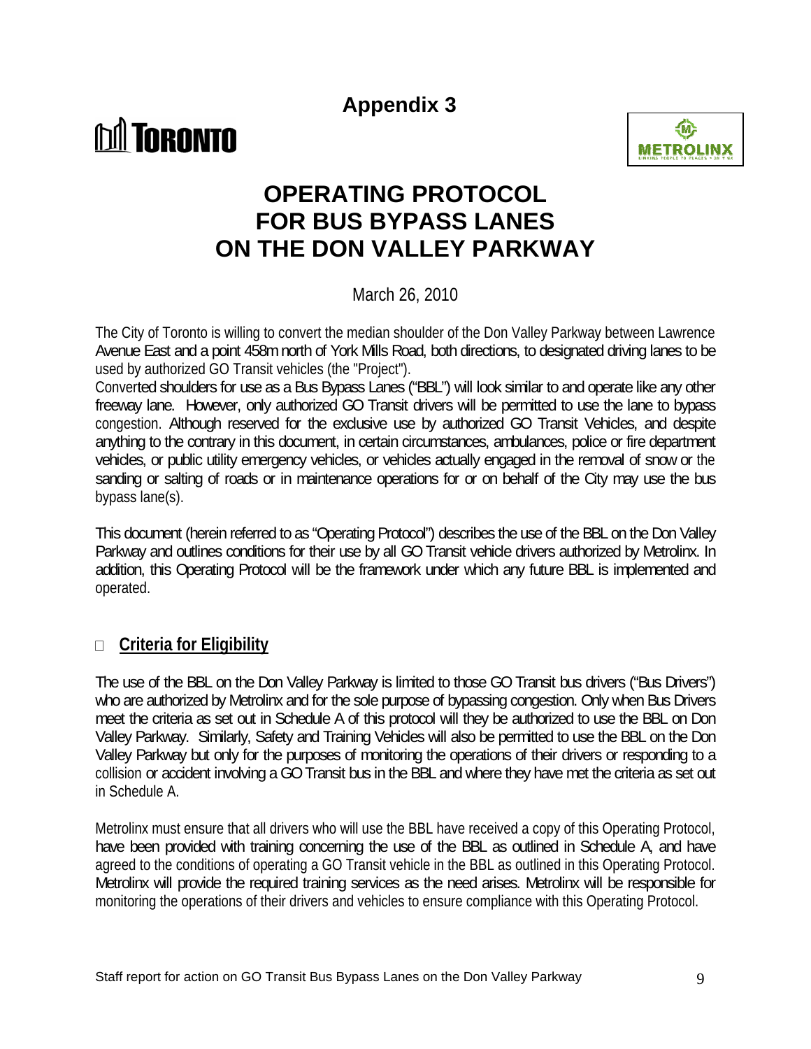## Appendix 3

TORONTO

METROLINX

# OPERATING PROTOCOL FOR BUS BYPASS LANES ON THE DON VALLEY PARKWAY

March 26, 2010

The City of Toronto is willing to convert the median shoulder of the Don Valley Parkway between Lawrence Avenue East and a point 458m north of York Mills Road, both directions, to designated driving lanes to be used by authorized GO Transit vehicles (the "Project").

Converted shoulders for use as a Bus Bypass Lanes ("BBL") will look similar to and operate like any other freeway lane. However, only authorized GO Transit drivers will be permitted to use the lane to bypass congestion. Although reserved for the exclusive use by authorized GO Transit Vehicles, and despite anything to the contrary in this document, in certain circumstances, ambulances, police or fire department vehicles, or public utility emergency vehicles, or vehicles actually engaged in the removal of snow or the sanding or salting of roads or in maintenance operations for or on behalf of the City may use the bus bypass lane(s).

This document (herein referred to as "Operating Protocol") describes the use of the BBL on the Don Valley Parkway and outlines conditions for their use by all GO Transit vehicle drivers authorized by Metrolinx. In addition, this Operating Protocol will be the framework under which any future BBL is implemented and operated.

## Criteria for Eligibility

The use of the BBL on the Don Valley Parkway is limited to those GO Transit bus drivers ("Bus Drivers") who are authorized by Metrolinx and for the sole purpose of bypassing congestion. Only when Bus Drivers meet the criteria as set out in Schedule A of this protocol will they be authorized to use the BBL on Don Valley Parkway. Similarly, Safety and Training Vehicles will also be permitted to use the BBL on the Don Valley Parkway but only for the purposes of monitoring the operations of their drivers or responding to a collision or accident involving a GO Transit bus in the BBL and where they have met the criteria as set out in Schedule A.

Metrolinx must ensure that all drivers who will use the BBL have received a copy of this Operating Protocol, have been provided with training concerning the use of the BBL as outlined in Schedule A, and have agreed to the conditions of operating a GO Transit vehicle in the BBL as outlined in this Operating Protocol. Metrolinx will provide the required training services as the need arises. Metrolinx will be responsible for monitoring the operations of their drivers and vehicles to ensure compliance with this Operating Protocol.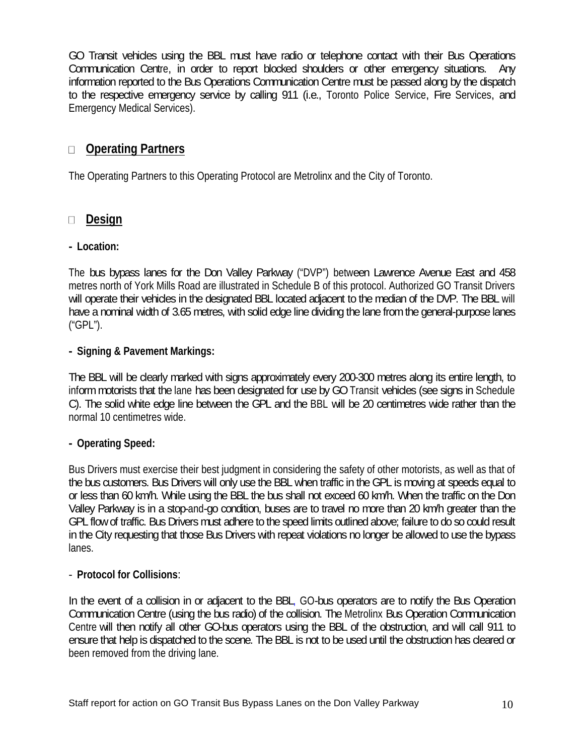GO Transit vehicles using the BBL must have radio or telephone contact with their Bus Operations Communication Centre, in order to report blocked shoulders or other emergency situations. Any information reported to the Bus Operations Communication Centre must be passed along by the dispatch to the respective emergency service by calling 911 (i.e., Toronto Police Service, Fire Services, and Emergency Medical Services).

## Operating Partners

The Operating Partners to this Operating Protocol are Metrolinx and the City of Toronto.

## Design

**- Location:**

The bus bypass lanes for the Don Valley Parkway ("DVP") between Lawrence Avenue East and 458 metres north of York Mills Road are illustrated in Schedule B of this protocol. Authorized GO Transit Drivers will operate their vehicles in the designated BBL located adjacent to the median of the DVP. The BBL will have a nominal width of 3.65 metres, with solid edge line dividing the lane from the general-purpose lanes ("GPL").

**- Signing & Pavement Markings:**

The BBL will be clearly marked with signs approximately every 200-300 metres along its entire length, to inform motorists that the lane has been designated for use by GO Transit vehicles (see signs in Schedule C). The solid white edge line between the GPL and the BBL will be 20 centimetres wide rather than the normal 10 centimetres wide.

**- Operating Speed:**

Bus Drivers must exercise their best judgment in considering the safety of other motorists, as well as that of the bus customers. Bus Drivers will only use the BBL when traffic in the GPL is moving at speeds equal to or less than 60 km/h. While using the BBL the bus shall not exceed 60 km/h. When the traffic on the Don Valley Parkway is in a stop-and-go condition, buses are to travel no more than 20 km/h greater than the GPL flow of traffic. Bus Drivers must adhere to the speed limits outlined above; failure to do so could result in the City requesting that those Bus Drivers with repeat violations no longer be allowed to use the bypass lanes.

- **Protocol for Collisions**:

In the event of a collision in or adjacent to the BBL, GO-bus operators are to notify the Bus Operation Communication Centre (using the bus radio) of the collision. The Metrolinx Bus Operation Communication Centre will then notify all other GO-bus operators using the BBL of the obstruction, and will call 911 to ensure that help is dispatched to the scene. The BBL is not to be used until the obstruction has cleared or been removed from the driving lane.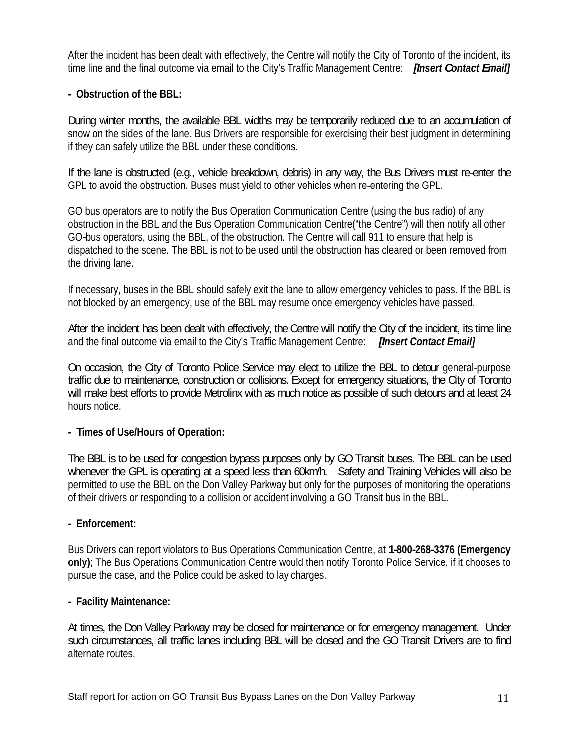After the incident has been dealt with effectively, the Centre will notify the City of Toronto of the incident, its time line and the final outcome via email to the City's Traffic Management Centre: ***[Insert Contact Email]***

**- Obstruction of the BBL:**

During winter months, the available BBL widths may be temporarily reduced due to an accumulation of snow on the sides of the lane. Bus Drivers are responsible for exercising their best judgment in determining if they can safely utilize the BBL under these conditions.

If the lane is obstructed (e.g., vehicle breakdown, debris) in any way, the Bus Drivers must re-enter the GPL to avoid the obstruction. Buses must yield to other vehicles when re-entering the GPL.

GO bus operators are to notify the Bus Operation Communication Centre (using the bus radio) of any obstruction in the BBL and the Bus Operation Communication Centre("the Centre") will then notify all other GO-bus operators, using the BBL, of the obstruction. The Centre will call 911 to ensure that help is dispatched to the scene. The BBL is not to be used until the obstruction has cleared or been removed from the driving lane.

If necessary, buses in the BBL should safely exit the lane to allow emergency vehicles to pass. If the BBL is not blocked by an emergency, use of the BBL may resume once emergency vehicles have passed.

After the incident has been dealt with effectively, the Centre will notify the City of the incident, its time line and the final outcome via email to the City's Traffic Management Centre: ***[Insert Contact Email]***

On occasion, the City of Toronto Police Service may elect to utilize the BBL to detour general-purpose traffic due to maintenance, construction or collisions. Except for emergency situations, the City of Toronto will make best efforts to provide Metrolinx with as much notice as possible of such detours and at least 24 hours notice.

**- Times of Use/Hours of Operation:**

The BBL is to be used for congestion bypass purposes only by GO Transit buses. The BBL can be used whenever the GPL is operating at a speed less than 60km/h. Safety and Training Vehicles will also be permitted to use the BBL on the Don Valley Parkway but only for the purposes of monitoring the operations of their drivers or responding to a collision or accident involving a GO Transit bus in the BBL.

**- Enforcement:**

Bus Drivers can report violators to Bus Operations Communication Centre, at **1-800-268-3376 (Emergency only)**; The Bus Operations Communication Centre would then notify Toronto Police Service, if it chooses to pursue the case, and the Police could be asked to lay charges.

**- Facility Maintenance:**

At times, the Don Valley Parkway may be closed for maintenance or for emergency management. Under such circumstances, all traffic lanes including BBL will be closed and the GO Transit Drivers are to find alternate routes.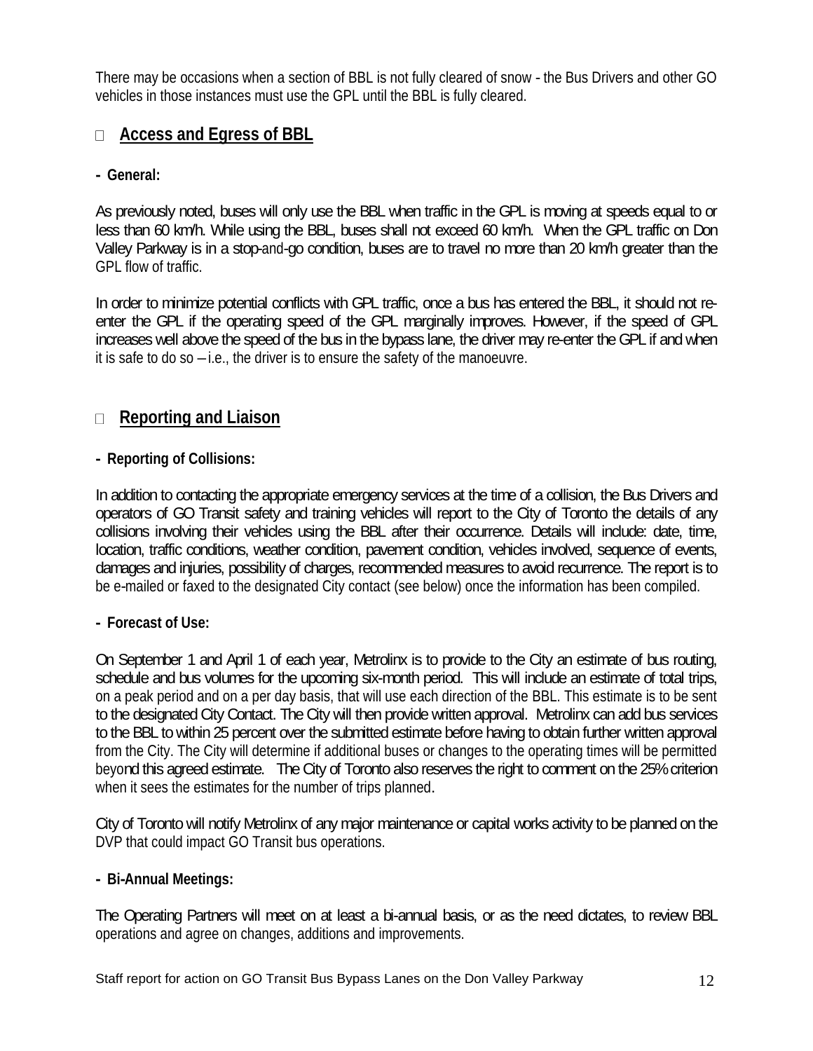There may be occasions when a section of BBL is not fully cleared of snow - the Bus Drivers and other GO vehicles in those instances must use the GPL until the BBL is fully cleared.

## Access and Egress of BBL

**- General:**

As previously noted, buses will only use the BBL when traffic in the GPL is moving at speeds equal to or less than 60 km/h. While using the BBL, buses shall not exceed 60 km/h. When the GPL traffic on Don Valley Parkway is in a stop-and-go condition, buses are to travel no more than 20 km/h greater than the GPL flow of traffic.

In order to minimize potential conflicts with GPL traffic, once a bus has entered the BBL, it should not re-enter the GPL if the operating speed of the GPL marginally improves. However, if the speed of GPL increases well above the speed of the bus in the bypass lane, the driver may re-enter the GPL if and when it is safe to do so – i.e., the driver is to ensure the safety of the manoeuvre.

## Reporting and Liaison

**- Reporting of Collisions:**

In addition to contacting the appropriate emergency services at the time of a collision, the Bus Drivers and operators of GO Transit safety and training vehicles will report to the City of Toronto the details of any collisions involving their vehicles using the BBL after their occurrence. Details will include: date, time, location, traffic conditions, weather condition, pavement condition, vehicles involved, sequence of events, damages and injuries, possibility of charges, recommended measures to avoid recurrence. The report is to be e-mailed or faxed to the designated City contact (see below) once the information has been compiled.

**- Forecast of Use:**

On September 1 and April 1 of each year, Metrolinx is to provide to the City an estimate of bus routing, schedule and bus volumes for the upcoming six-month period. This will include an estimate of total trips, on a peak period and on a per day basis, that will use each direction of the BBL. This estimate is to be sent to the designated City Contact. The City will then provide written approval. Metrolinx can add bus services to the BBL to within 25 percent over the submitted estimate before having to obtain further written approval from the City. The City will determine if additional buses or changes to the operating times will be permitted beyond this agreed estimate. The City of Toronto also reserves the right to comment on the 25% criterion when it sees the estimates for the number of trips planned.

City of Toronto will notify Metrolinx of any major maintenance or capital works activity to be planned on the DVP that could impact GO Transit bus operations.

**- Bi-Annual Meetings:**

The Operating Partners will meet on at least a bi-annual basis, or as the need dictates, to review BBL operations and agree on changes, additions and improvements.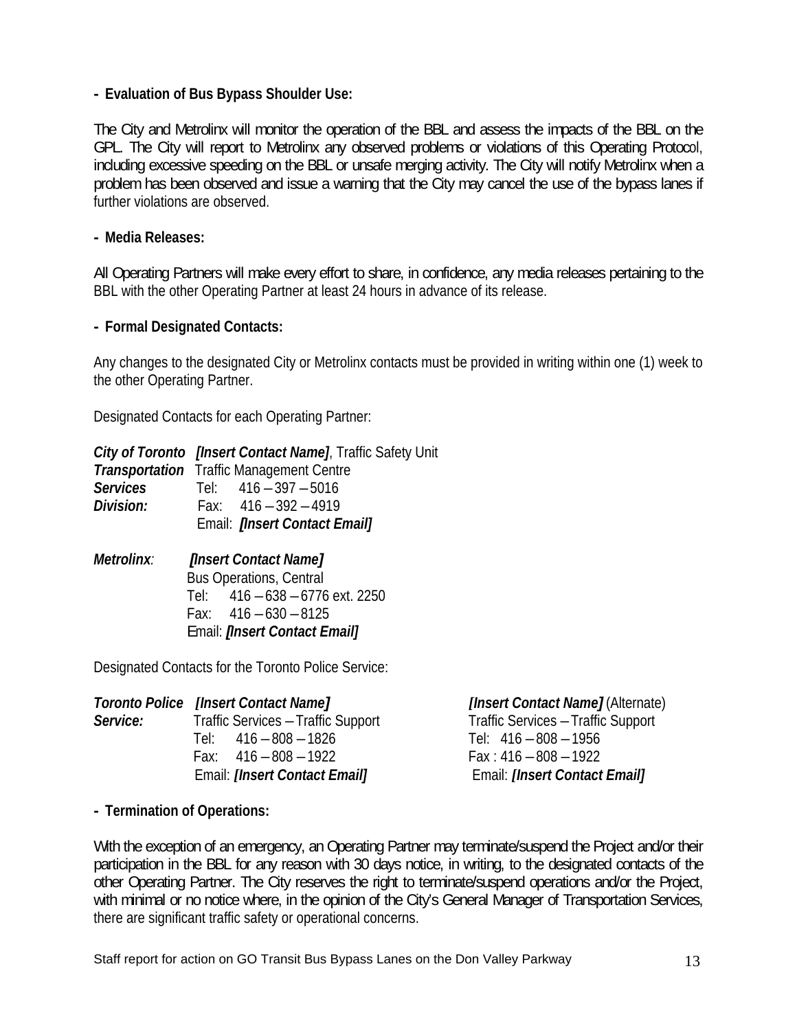**- Evaluation of Bus Bypass Shoulder Use:**

The City and Metrolinx will monitor the operation of the BBL and assess the impacts of the BBL on the GPL. The City will report to Metrolinx any observed problems or violations of this Operating Protocol, including excessive speeding on the BBL or unsafe merging activity. The City will notify Metrolinx when a problem has been observed and issue a warning that the City may cancel the use of the bypass lanes if further violations are observed.

**- Media Releases:**

All Operating Partners will make every effort to share, in confidence, any media releases pertaining to the BBL with the other Operating Partner at least 24 hours in advance of its release.

**- Formal Designated Contacts:**

Any changes to the designated City or Metrolinx contacts must be provided in writing within one (1) week to the other Operating Partner.

Designated Contacts for each Operating Partner:

***City of Toronto Transportation Services Division:***
***[Insert Contact Name]***, Traffic Safety Unit
Traffic Management Centre
Tel: 416 – 397 – 5016
Fax: 416 – 392 – 4919
Email: ***[Insert Contact Email]***

***Metrolinx:***
***[Insert Contact Name]***
Bus Operations, Central
Tel: 416 – 638 – 6776 ext. 2250
Fax: 416 – 630 – 8125
Email: ***[Insert Contact Email]***

Designated Contacts for the Toronto Police Service:

***Toronto Police Service:***

***[Insert Contact Name]***
Traffic Services – Traffic Support
Tel: 416 – 808 – 1826
Fax: 416 – 808 – 1922
Email: ***[Insert Contact Email]***

***[Insert Contact Name]*** (Alternate)
Traffic Services – Traffic Support
Tel: 416 – 808 – 1956
Fax : 416 – 808 – 1922
Email: ***[Insert Contact Email]***

**- Termination of Operations:**

With the exception of an emergency, an Operating Partner may terminate/suspend the Project and/or their participation in the BBL for any reason with 30 days notice, in writing, to the designated contacts of the other Operating Partner. The City reserves the right to terminate/suspend operations and/or the Project, with minimal or no notice where, in the opinion of the City's General Manager of Transportation Services, there are significant traffic safety or operational concerns.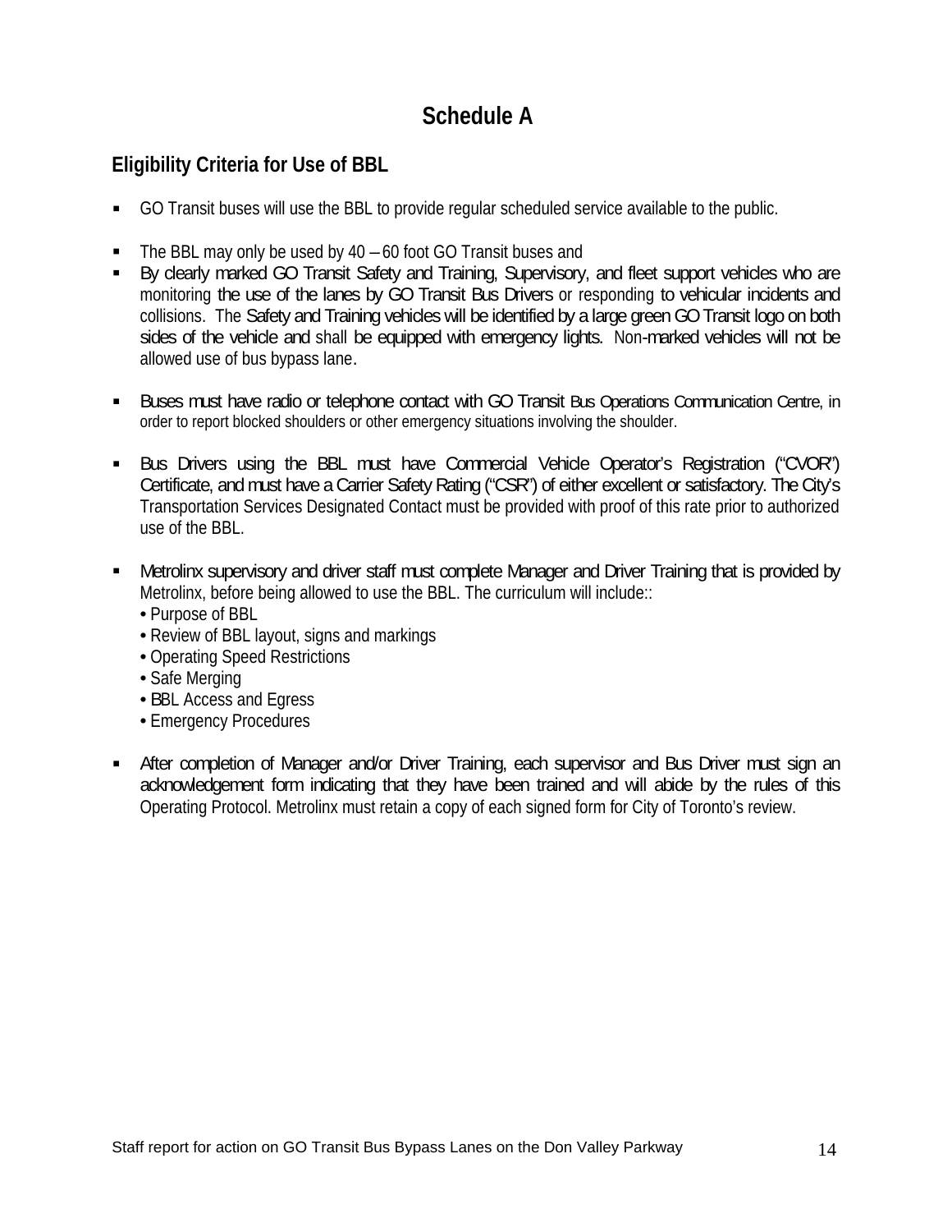# Schedule A

## Eligibility Criteria for Use of BBL

- GO Transit buses will use the BBL to provide regular scheduled service available to the public.

- The BBL may only be used by 40 – 60 foot GO Transit buses and
- By clearly marked GO Transit Safety and Training, Supervisory, and fleet support vehicles who are monitoring the use of the lanes by GO Transit Bus Drivers or responding to vehicular incidents and collisions. The Safety and Training vehicles will be identified by a large green GO Transit logo on both sides of the vehicle and shall be equipped with emergency lights. Non-marked vehicles will not be allowed use of bus bypass lane.

- Buses must have radio or telephone contact with GO Transit Bus Operations Communication Centre, in order to report blocked shoulders or other emergency situations involving the shoulder.

- Bus Drivers using the BBL must have Commercial Vehicle Operator's Registration ("CVOR") Certificate, and must have a Carrier Safety Rating ("CSR") of either excellent or satisfactory. The City's Transportation Services Designated Contact must be provided with proof of this rate prior to authorized use of the BBL.

- Metrolinx supervisory and driver staff must complete Manager and Driver Training that is provided by Metrolinx, before being allowed to use the BBL. The curriculum will include::
  - Purpose of BBL
  - Review of BBL layout, signs and markings
  - Operating Speed Restrictions
  - Safe Merging
  - BBL Access and Egress
  - Emergency Procedures

- After completion of Manager and/or Driver Training, each supervisor and Bus Driver must sign an acknowledgement form indicating that they have been trained and will abide by the rules of this Operating Protocol. Metrolinx must retain a copy of each signed form for City of Toronto's review.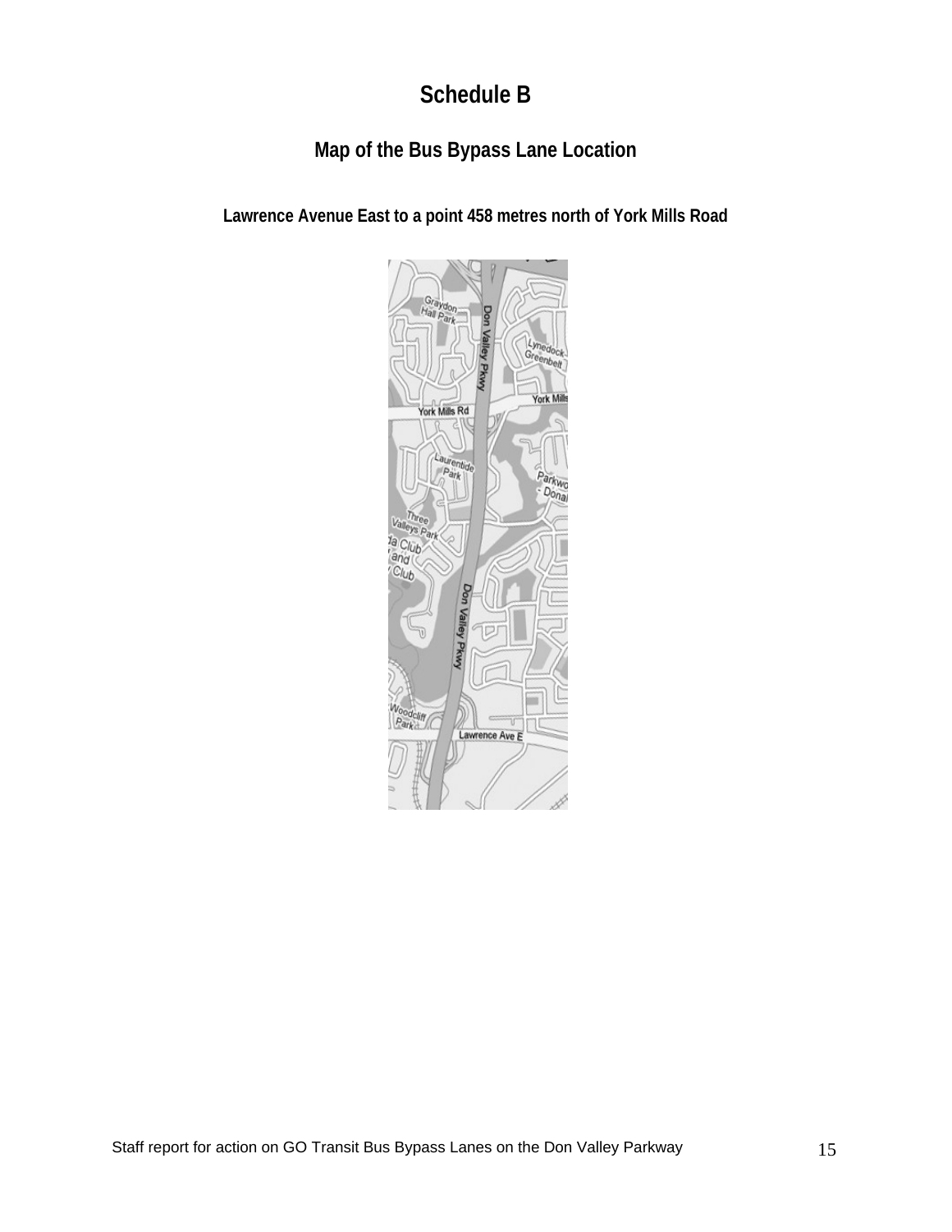# Schedule B

## Map of the Bus Bypass Lane Location

### Lawrence Avenue East to a point 458 metres north of York Mills Road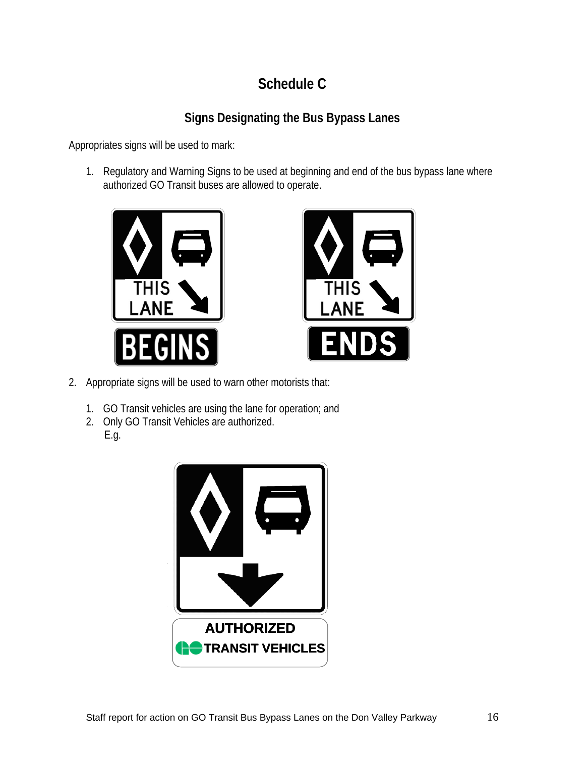# Schedule C

## Signs Designating the Bus Bypass Lanes

Appropriates signs will be used to mark:

1. Regulatory and Warning Signs to be used at beginning and end of the bus bypass lane where authorized GO Transit buses are allowed to operate.

2. Appropriate signs will be used to warn other motorists that:

   1. GO Transit vehicles are using the lane for operation; and
   2. Only GO Transit Vehicles are authorized.
      E.g.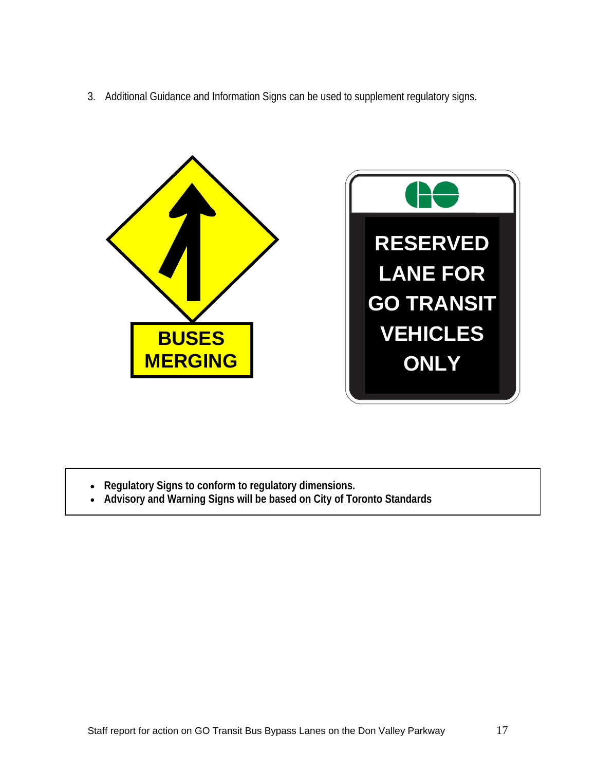3. Additional Guidance and Information Signs can be used to supplement regulatory signs.

BUSES MERGING

RESERVED LANE FOR GO TRANSIT VEHICLES ONLY

- **Regulatory Signs to conform to regulatory dimensions.**
- **Advisory and Warning Signs will be based on City of Toronto Standards**